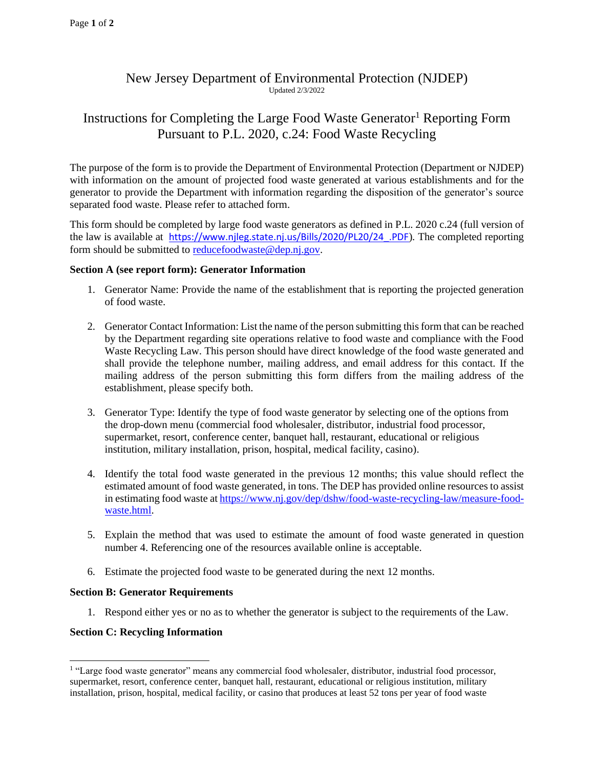# New Jersey Department of Environmental Protection (NJDEP)

Updated 2/3/2022

## Instructions for Completing the Large Food Waste Generator[1] Reporting Form Pursuant to P.L. 2020, c.24: Food Waste Recycling

The purpose of the form is to provide the Department of Environmental Protection (Department or NJDEP) with information on the amount of projected food waste generated at various establishments and for the generator to provide the Department with information regarding the disposition of the generator's source separated food waste. Please refer to attached form.

This form should be completed by large food waste generators as defined in P.L. 2020 c.24 (full version of the law is available at https://www.njleg.state.nj.us/Bills/2020/PL20/24_.PDF). The completed reporting form should be submitted to reducefoodwaste@dep.nj.gov.

**Section A (see report form): Generator Information**

1. Generator Name: Provide the name of the establishment that is reporting the projected generation of food waste.

2. Generator Contact Information: List the name of the person submitting this form that can be reached by the Department regarding site operations relative to food waste and compliance with the Food Waste Recycling Law. This person should have direct knowledge of the food waste generated and shall provide the telephone number, mailing address, and email address for this contact. If the mailing address of the person submitting this form differs from the mailing address of the establishment, please specify both.

3. Generator Type: Identify the type of food waste generator by selecting one of the options from the drop-down menu (commercial food wholesaler, distributor, industrial food processor, supermarket, resort, conference center, banquet hall, restaurant, educational or religious institution, military installation, prison, hospital, medical facility, casino).

4. Identify the total food waste generated in the previous 12 months; this value should reflect the estimated amount of food waste generated, in tons. The DEP has provided online resources to assist in estimating food waste at https://www.nj.gov/dep/dshw/food-waste-recycling-law/measure-food-waste.html.

5. Explain the method that was used to estimate the amount of food waste generated in question number 4. Referencing one of the resources available online is acceptable.

6. Estimate the projected food waste to be generated during the next 12 months.

**Section B: Generator Requirements**

1. Respond either yes or no as to whether the generator is subject to the requirements of the Law.

**Section C: Recycling Information**

---

[1] "Large food waste generator" means any commercial food wholesaler, distributor, industrial food processor, supermarket, resort, conference center, banquet hall, restaurant, educational or religious institution, military installation, prison, hospital, medical facility, or casino that produces at least 52 tons per year of food waste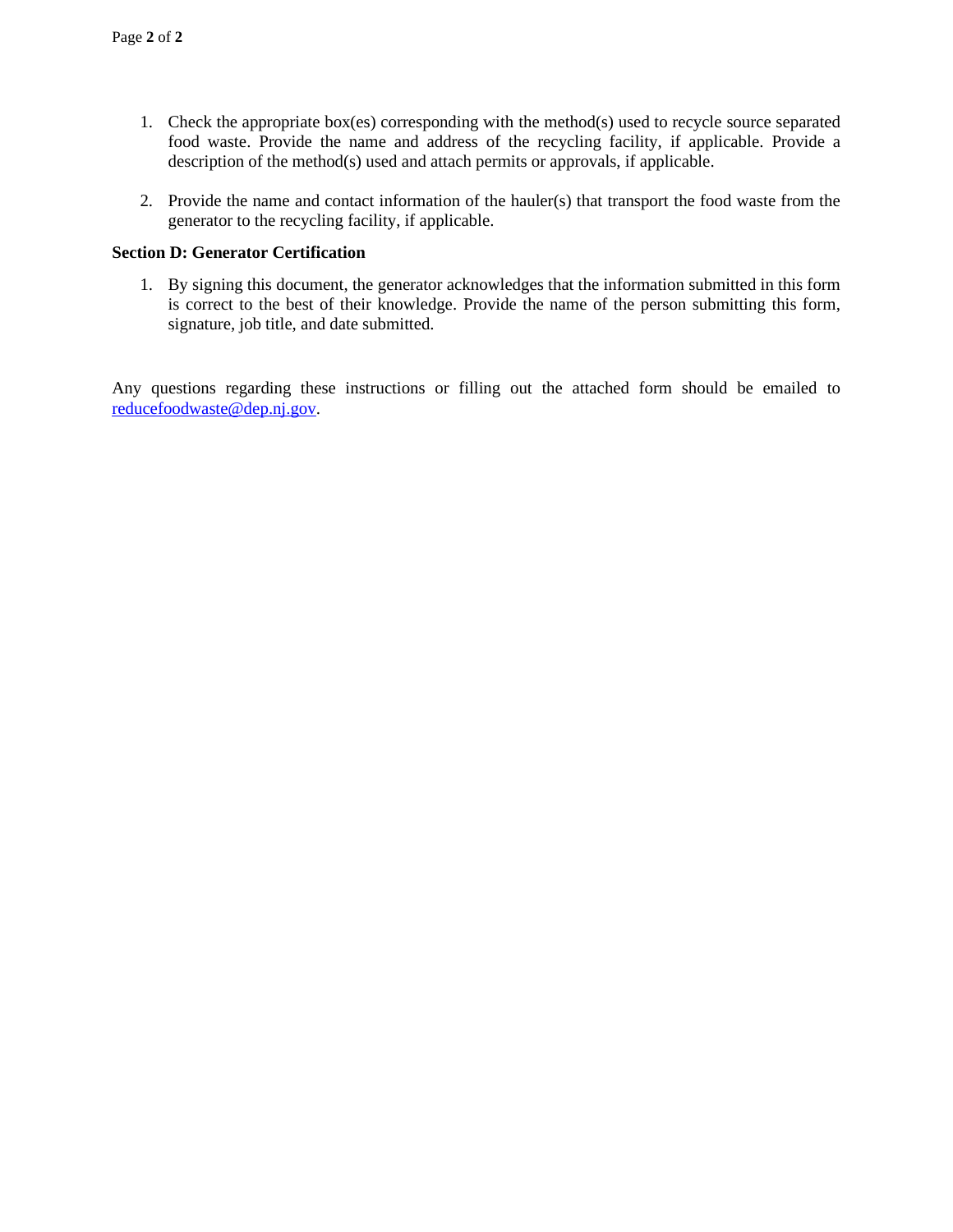1. Check the appropriate box(es) corresponding with the method(s) used to recycle source separated food waste. Provide the name and address of the recycling facility, if applicable. Provide a description of the method(s) used and attach permits or approvals, if applicable.

2. Provide the name and contact information of the hauler(s) that transport the food waste from the generator to the recycling facility, if applicable.

**Section D: Generator Certification**

1. By signing this document, the generator acknowledges that the information submitted in this form is correct to the best of their knowledge. Provide the name of the person submitting this form, signature, job title, and date submitted.

Any questions regarding these instructions or filling out the attached form should be emailed to reducefoodwaste@dep.nj.gov.